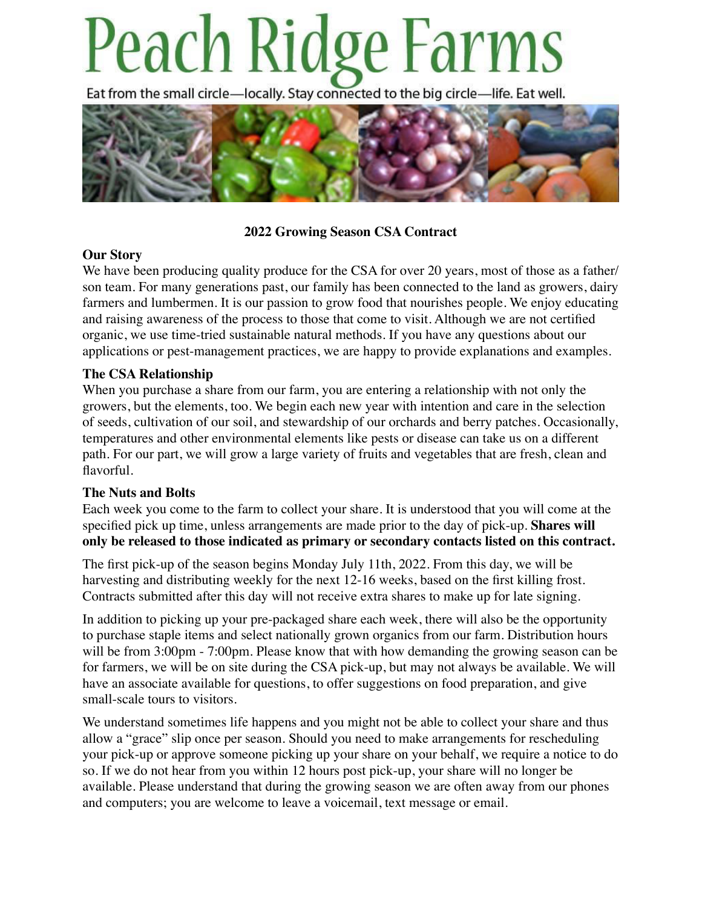# Peach Ridge Farms

Eat from the small circle—locally. Stay connected to the big circle—life. Eat well.

## 2022 Growing Season CSA Contract

### Our Story

We have been producing quality produce for the CSA for over 20 years, most of those as a father/son team. For many generations past, our family has been connected to the land as growers, dairy farmers and lumbermen. It is our passion to grow food that nourishes people. We enjoy educating and raising awareness of the process to those that come to visit. Although we are not certified organic, we use time-tried sustainable natural methods. If you have any questions about our applications or pest-management practices, we are happy to provide explanations and examples.

### The CSA Relationship

When you purchase a share from our farm, you are entering a relationship with not only the growers, but the elements, too. We begin each new year with intention and care in the selection of seeds, cultivation of our soil, and stewardship of our orchards and berry patches. Occasionally, temperatures and other environmental elements like pests or disease can take us on a different path. For our part, we will grow a large variety of fruits and vegetables that are fresh, clean and flavorful.

### The Nuts and Bolts

Each week you come to the farm to collect your share. It is understood that you will come at the specified pick up time, unless arrangements are made prior to the day of pick-up. **Shares will only be released to those indicated as primary or secondary contacts listed on this contract.**

The first pick-up of the season begins Monday July 11th, 2022. From this day, we will be harvesting and distributing weekly for the next 12-16 weeks, based on the first killing frost. Contracts submitted after this day will not receive extra shares to make up for late signing.

In addition to picking up your pre-packaged share each week, there will also be the opportunity to purchase staple items and select nationally grown organics from our farm. Distribution hours will be from 3:00pm - 7:00pm. Please know that with how demanding the growing season can be for farmers, we will be on site during the CSA pick-up, but may not always be available. We will have an associate available for questions, to offer suggestions on food preparation, and give small-scale tours to visitors.

We understand sometimes life happens and you might not be able to collect your share and thus allow a "grace" slip once per season. Should you need to make arrangements for rescheduling your pick-up or approve someone picking up your share on your behalf, we require a notice to do so. If we do not hear from you within 12 hours post pick-up, your share will no longer be available. Please understand that during the growing season we are often away from our phones and computers; you are welcome to leave a voicemail, text message or email.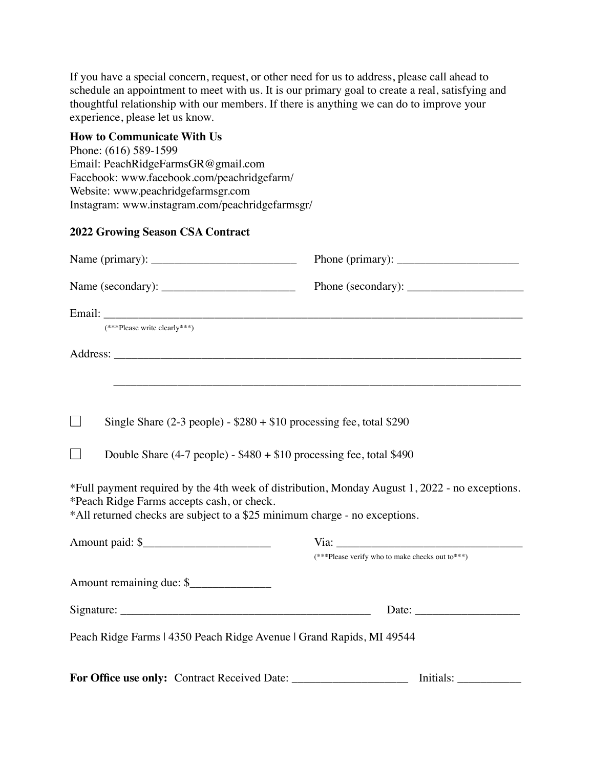If you have a special concern, request, or other need for us to address, please call ahead to schedule an appointment to meet with us. It is our primary goal to create a real, satisfying and thoughtful relationship with our members. If there is anything we can do to improve your experience, please let us know.

**How to Communicate With Us**
Phone: (616) 589-1599
Email: PeachRidgeFarmsGR@gmail.com
Facebook: www.facebook.com/peachridgefarm/
Website: www.peachridgefarmsgr.com
Instagram: www.instagram.com/peachridgefarmsgr/

**2022 Growing Season CSA Contract**

Name (primary): ________________________ Phone (primary): ____________________

Name (secondary): ______________________ Phone (secondary): ___________________

Email: ______________________________________________________________________
(***Please write clearly***)

Address: ____________________________________________________________________

____________________________________________________________________

☐ Single Share (2-3 people) - $280 + $10 processing fee, total $290

☐ Double Share (4-7 people) - $480 + $10 processing fee, total $490

*Full payment required by the 4th week of distribution, Monday August 1, 2022 - no exceptions.
*Peach Ridge Farms accepts cash, or check.
*All returned checks are subject to a $25 minimum charge - no exceptions.

Amount paid: $_____________________ Via: _______________________________
(***Please verify who to make checks out to***)

Amount remaining due: $_____________

Signature: __________________________________________ Date: _________________

Peach Ridge Farms | 4350 Peach Ridge Avenue | Grand Rapids, MI 49544

**For Office use only:** Contract Received Date: ___________________ Initials: __________